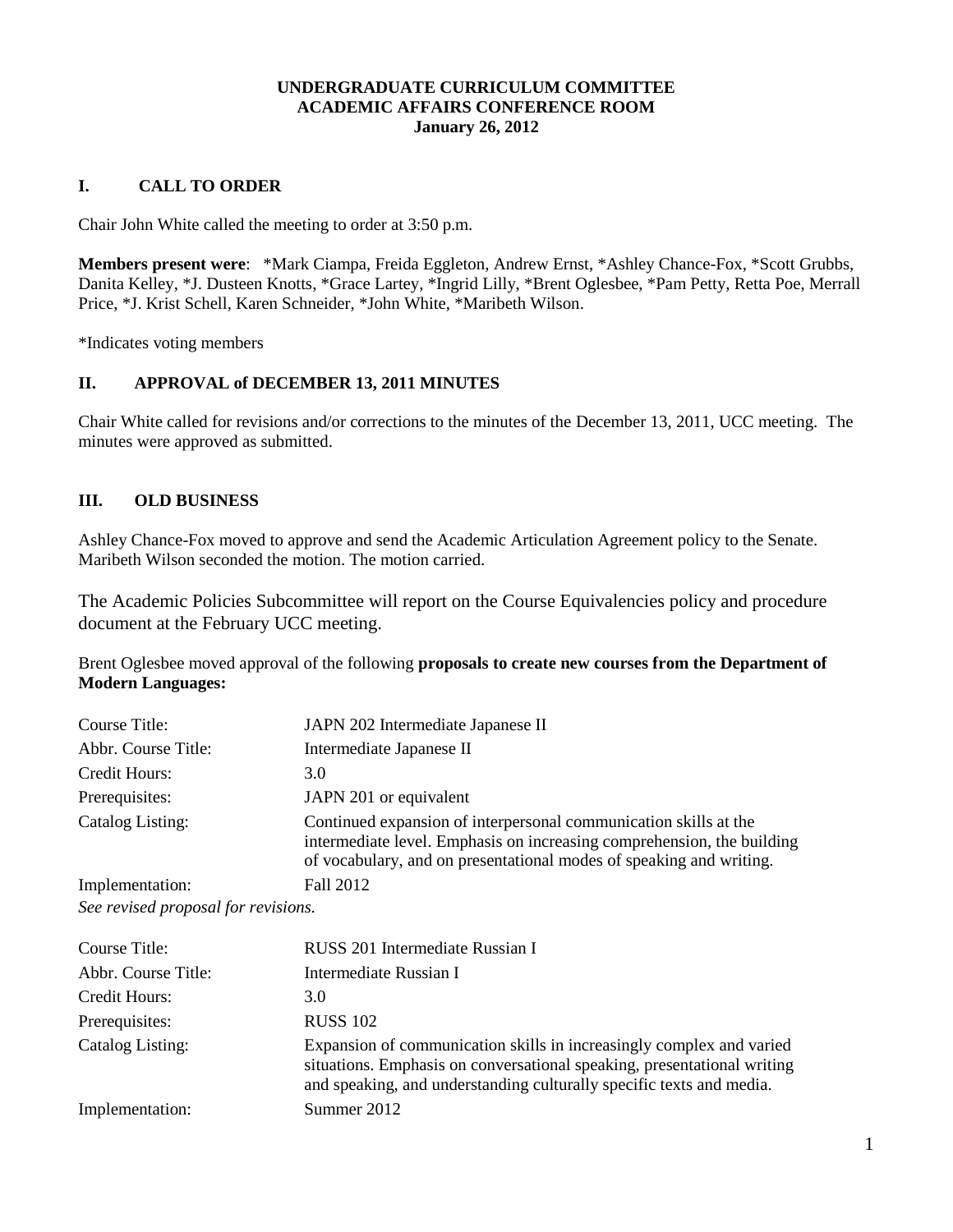**UNDERGRADUATE CURRICULUM COMMITTEE**
**ACADEMIC AFFAIRS CONFERENCE ROOM**
**January 26, 2012**

## I. CALL TO ORDER

Chair John White called the meeting to order at 3:50 p.m.

**Members present were**: *Mark Ciampa, Freida Eggleton, Andrew Ernst, *Ashley Chance-Fox, *Scott Grubbs, Danita Kelley, *J. Dusteen Knotts, *Grace Lartey, *Ingrid Lilly, *Brent Oglesbee, *Pam Petty, Retta Poe, Merrall Price, *J. Krist Schell, Karen Schneider, *John White, *Maribeth Wilson.

*Indicates voting members

## II. APPROVAL of DECEMBER 13, 2011 MINUTES

Chair White called for revisions and/or corrections to the minutes of the December 13, 2011, UCC meeting. The minutes were approved as submitted.

## III. OLD BUSINESS

Ashley Chance-Fox moved to approve and send the Academic Articulation Agreement policy to the Senate. Maribeth Wilson seconded the motion. The motion carried.

The Academic Policies Subcommittee will report on the Course Equivalencies policy and procedure document at the February UCC meeting.

Brent Oglesbee moved approval of the following **proposals to create new courses from the Department of Modern Languages:**

| | |
|---|---|
| Course Title: | JAPN 202 Intermediate Japanese II |
| Abbr. Course Title: | Intermediate Japanese II |
| Credit Hours: | 3.0 |
| Prerequisites: | JAPN 201 or equivalent |
| Catalog Listing: | Continued expansion of interpersonal communication skills at the intermediate level. Emphasis on increasing comprehension, the building of vocabulary, and on presentational modes of speaking and writing. |
| Implementation: | Fall 2012 |

*See revised proposal for revisions.*

| | |
|---|---|
| Course Title: | RUSS 201 Intermediate Russian I |
| Abbr. Course Title: | Intermediate Russian I |
| Credit Hours: | 3.0 |
| Prerequisites: | RUSS 102 |
| Catalog Listing: | Expansion of communication skills in increasingly complex and varied situations. Emphasis on conversational speaking, presentational writing and speaking, and understanding culturally specific texts and media. |
| Implementation: | Summer 2012 |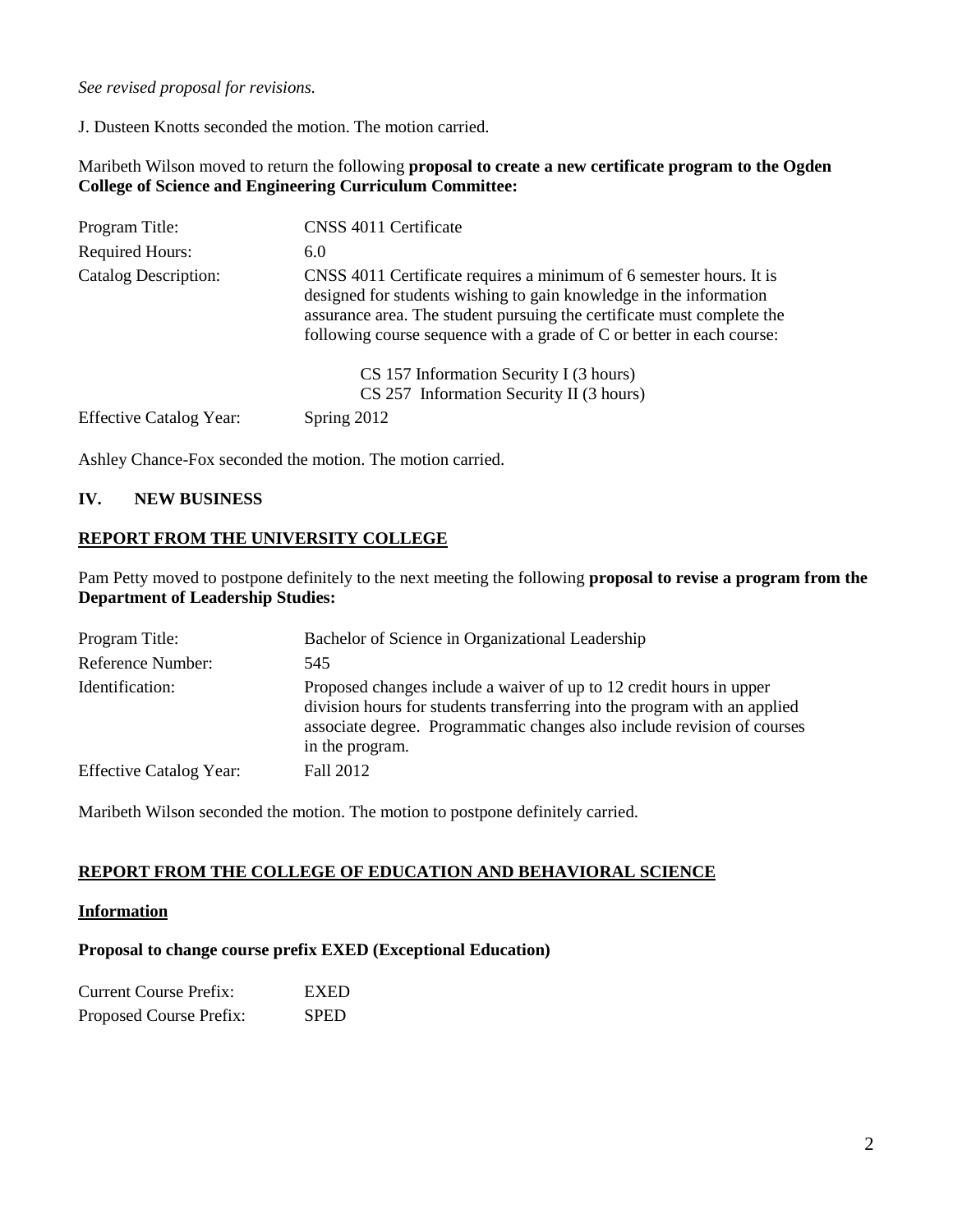*See revised proposal for revisions.*

J. Dusteen Knotts seconded the motion. The motion carried.

Maribeth Wilson moved to return the following **proposal to create a new certificate program to the Ogden College of Science and Engineering Curriculum Committee:**

| | |
|---|---|
| Program Title: | CNSS 4011 Certificate |
| Required Hours: | 6.0 |
| Catalog Description: | CNSS 4011 Certificate requires a minimum of 6 semester hours. It is designed for students wishing to gain knowledge in the information assurance area. The student pursuing the certificate must complete the following course sequence with a grade of C or better in each course:<br><br>CS 157 Information Security I (3 hours)<br>CS 257 Information Security II (3 hours) |
| Effective Catalog Year: | Spring 2012 |

Ashley Chance-Fox seconded the motion. The motion carried.

## IV. NEW BUSINESS

### REPORT FROM THE UNIVERSITY COLLEGE

Pam Petty moved to postpone definitely to the next meeting the following **proposal to revise a program from the Department of Leadership Studies:**

| | |
|---|---|
| Program Title: | Bachelor of Science in Organizational Leadership |
| Reference Number: | 545 |
| Identification: | Proposed changes include a waiver of up to 12 credit hours in upper division hours for students transferring into the program with an applied associate degree. Programmatic changes also include revision of courses in the program. |
| Effective Catalog Year: | Fall 2012 |

Maribeth Wilson seconded the motion. The motion to postpone definitely carried.

### REPORT FROM THE COLLEGE OF EDUCATION AND BEHAVIORAL SCIENCE

**Information**

**Proposal to change course prefix EXED (Exceptional Education)**

| | |
|---|---|
| Current Course Prefix: | EXED |
| Proposed Course Prefix: | SPED |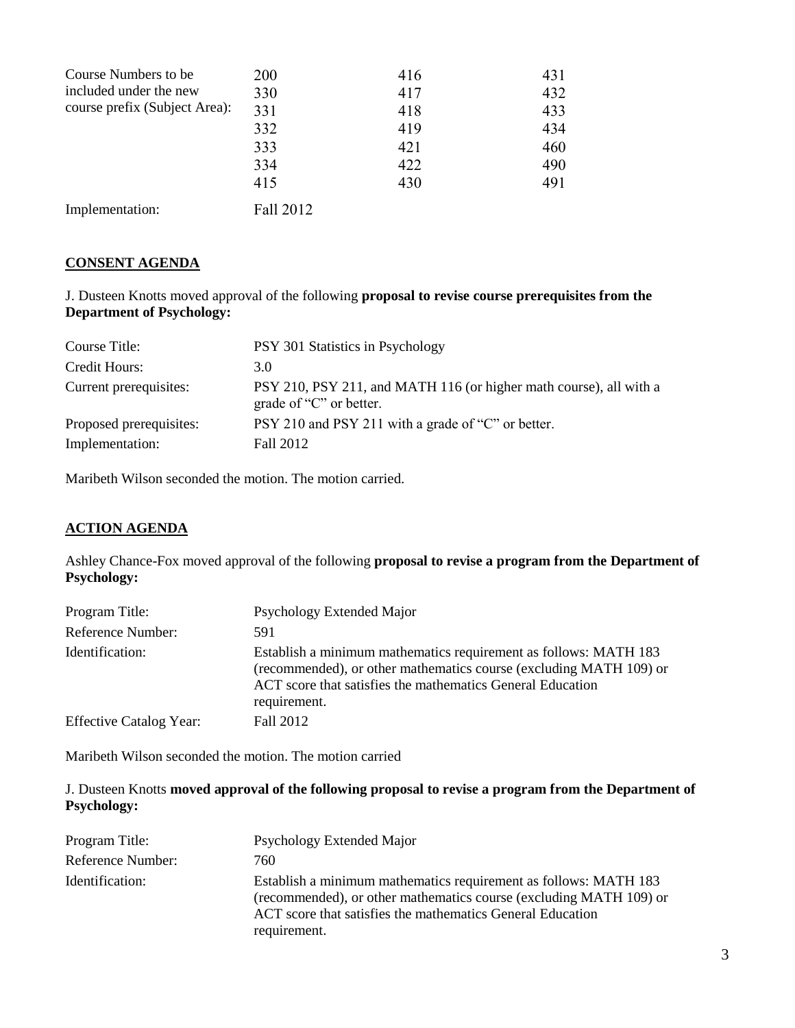| | | | |
|---|---|---|---|
| Course Numbers to be included under the new course prefix (Subject Area): | 200 | 416 | 431 |
| | 330 | 417 | 432 |
| | 331 | 418 | 433 |
| | 332 | 419 | 434 |
| | 333 | 421 | 460 |
| | 334 | 422 | 490 |
| | 415 | 430 | 491 |
| Implementation: | Fall 2012 | | |

## CONSENT AGENDA

J. Dusteen Knotts moved approval of the following **proposal to revise course prerequisites from the Department of Psychology:**

| | |
|---|---|
| Course Title: | PSY 301 Statistics in Psychology |
| Credit Hours: | 3.0 |
| Current prerequisites: | PSY 210, PSY 211, and MATH 116 (or higher math course), all with a grade of "C" or better. |
| Proposed prerequisites: | PSY 210 and PSY 211 with a grade of "C" or better. |
| Implementation: | Fall 2012 |

Maribeth Wilson seconded the motion. The motion carried.

## ACTION AGENDA

Ashley Chance-Fox moved approval of the following **proposal to revise a program from the Department of Psychology:**

| | |
|---|---|
| Program Title: | Psychology Extended Major |
| Reference Number: | 591 |
| Identification: | Establish a minimum mathematics requirement as follows: MATH 183 (recommended), or other mathematics course (excluding MATH 109) or ACT score that satisfies the mathematics General Education requirement. |
| Effective Catalog Year: | Fall 2012 |

Maribeth Wilson seconded the motion. The motion carried

J. Dusteen Knotts **moved approval of the following proposal to revise a program from the Department of Psychology:**

| | |
|---|---|
| Program Title: | Psychology Extended Major |
| Reference Number: | 760 |
| Identification: | Establish a minimum mathematics requirement as follows: MATH 183 (recommended), or other mathematics course (excluding MATH 109) or ACT score that satisfies the mathematics General Education requirement. |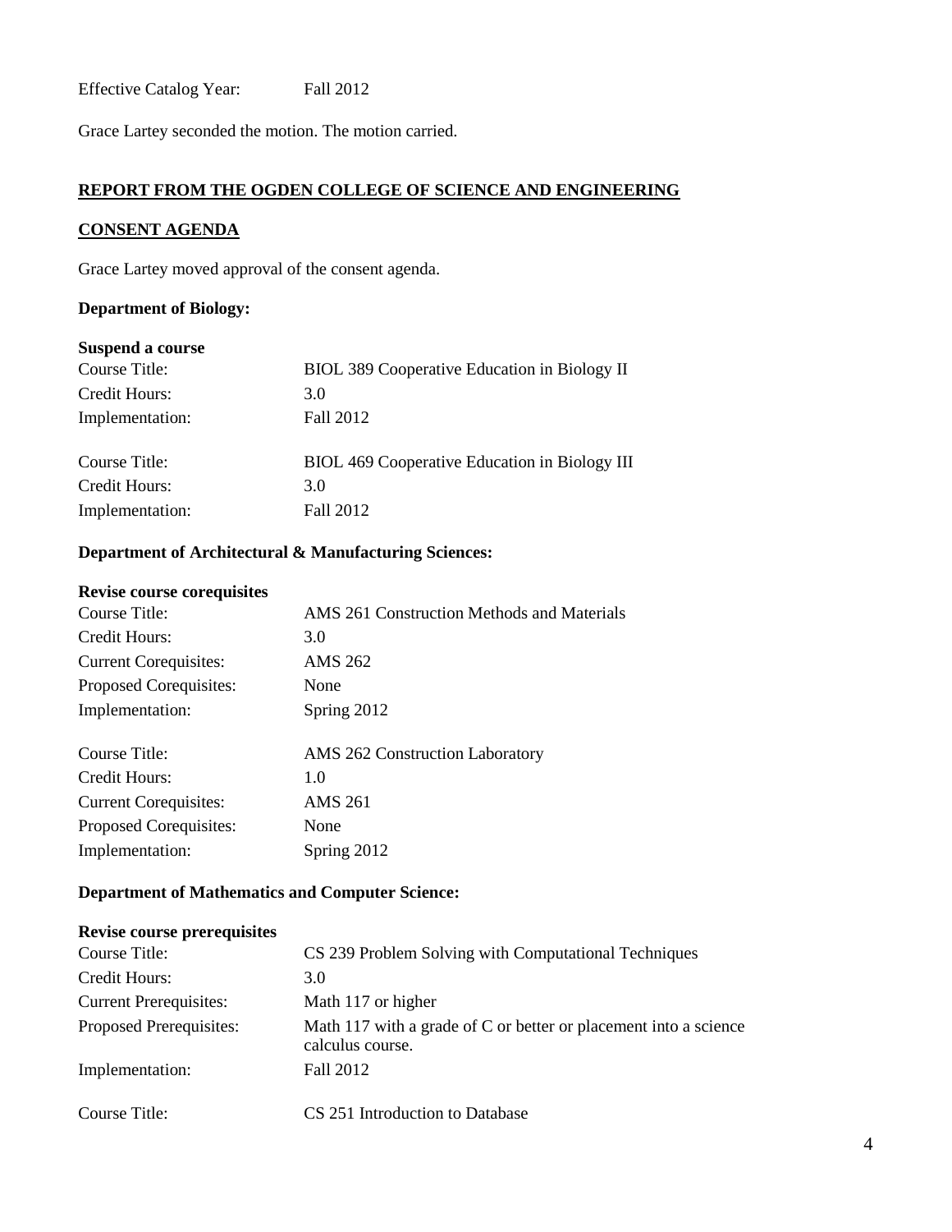Effective Catalog Year: Fall 2012

Grace Lartey seconded the motion. The motion carried.

## REPORT FROM THE OGDEN COLLEGE OF SCIENCE AND ENGINEERING

## CONSENT AGENDA

Grace Lartey moved approval of the consent agenda.

### Department of Biology:

**Suspend a course**

| | |
|---|---|
| Course Title: | BIOL 389 Cooperative Education in Biology II |
| Credit Hours: | 3.0 |
| Implementation: | Fall 2012 |

| | |
|---|---|
| Course Title: | BIOL 469 Cooperative Education in Biology III |
| Credit Hours: | 3.0 |
| Implementation: | Fall 2012 |

### Department of Architectural & Manufacturing Sciences:

**Revise course corequisites**

| | |
|---|---|
| Course Title: | AMS 261 Construction Methods and Materials |
| Credit Hours: | 3.0 |
| Current Corequisites: | AMS 262 |
| Proposed Corequisites: | None |
| Implementation: | Spring 2012 |

| | |
|---|---|
| Course Title: | AMS 262 Construction Laboratory |
| Credit Hours: | 1.0 |
| Current Corequisites: | AMS 261 |
| Proposed Corequisites: | None |
| Implementation: | Spring 2012 |

### Department of Mathematics and Computer Science:

**Revise course prerequisites**

| | |
|---|---|
| Course Title: | CS 239 Problem Solving with Computational Techniques |
| Credit Hours: | 3.0 |
| Current Prerequisites: | Math 117 or higher |
| Proposed Prerequisites: | Math 117 with a grade of C or better or placement into a science calculus course. |
| Implementation: | Fall 2012 |

| | |
|---|---|
| Course Title: | CS 251 Introduction to Database |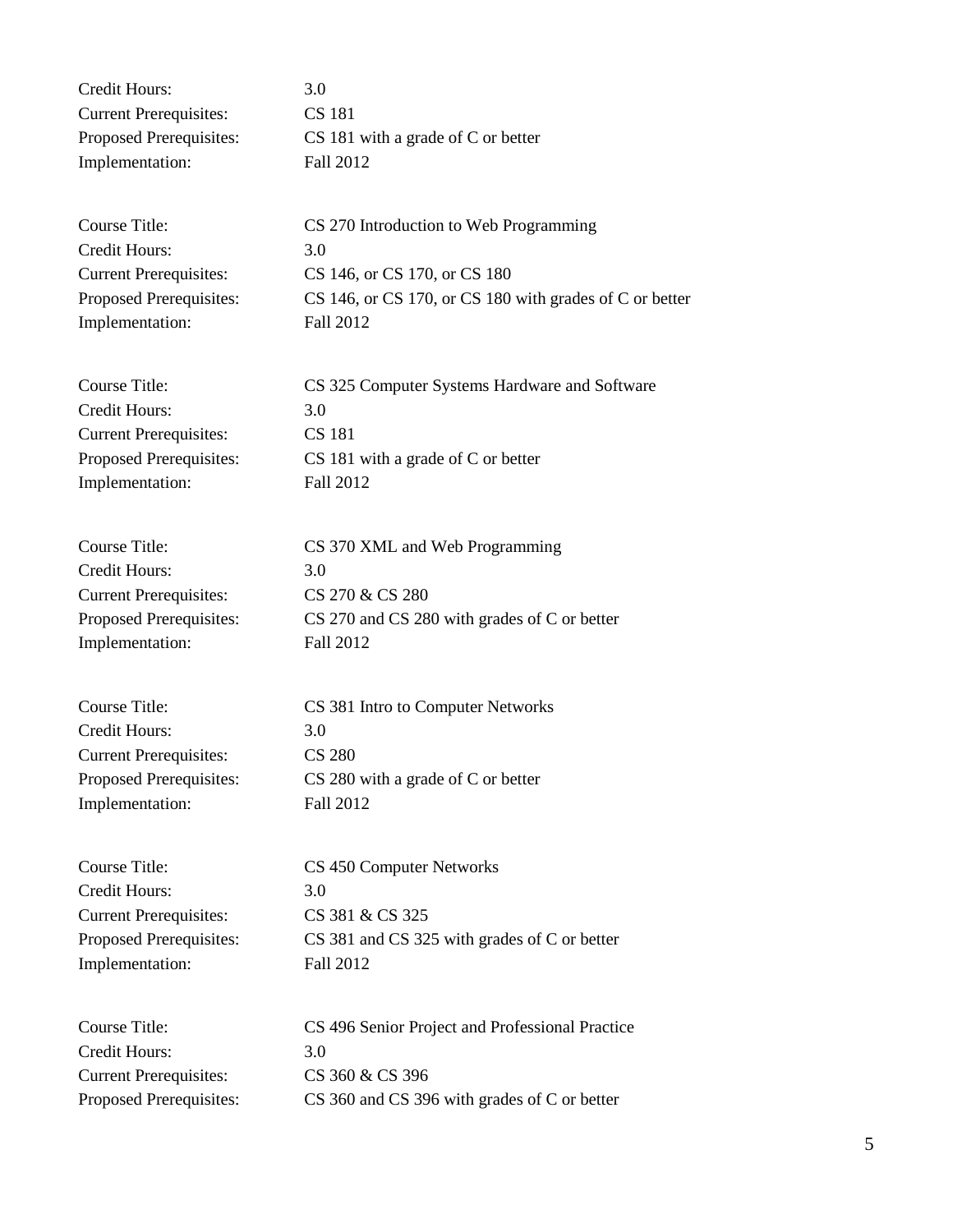Credit Hours: 3.0
Current Prerequisites: CS 181
Proposed Prerequisites: CS 181 with a grade of C or better
Implementation: Fall 2012

Course Title: CS 270 Introduction to Web Programming
Credit Hours: 3.0
Current Prerequisites: CS 146, or CS 170, or CS 180
Proposed Prerequisites: CS 146, or CS 170, or CS 180 with grades of C or better
Implementation: Fall 2012

Course Title: CS 325 Computer Systems Hardware and Software
Credit Hours: 3.0
Current Prerequisites: CS 181
Proposed Prerequisites: CS 181 with a grade of C or better
Implementation: Fall 2012

Course Title: CS 370 XML and Web Programming
Credit Hours: 3.0
Current Prerequisites: CS 270 & CS 280
Proposed Prerequisites: CS 270 and CS 280 with grades of C or better
Implementation: Fall 2012

Course Title: CS 381 Intro to Computer Networks
Credit Hours: 3.0
Current Prerequisites: CS 280
Proposed Prerequisites: CS 280 with a grade of C or better
Implementation: Fall 2012

Course Title: CS 450 Computer Networks
Credit Hours: 3.0
Current Prerequisites: CS 381 & CS 325
Proposed Prerequisites: CS 381 and CS 325 with grades of C or better
Implementation: Fall 2012

Course Title: CS 496 Senior Project and Professional Practice
Credit Hours: 3.0
Current Prerequisites: CS 360 & CS 396
Proposed Prerequisites: CS 360 and CS 396 with grades of C or better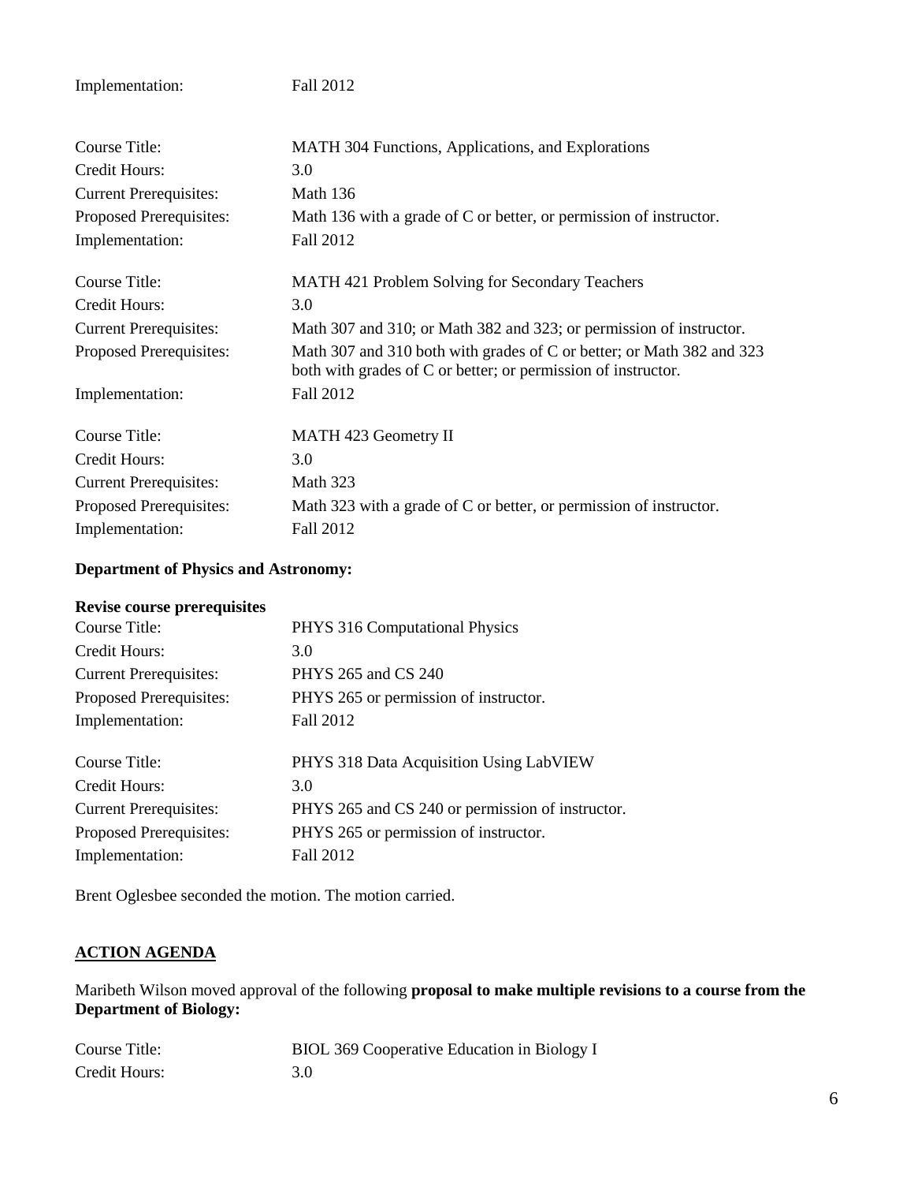Implementation: Fall 2012

Course Title: MATH 304 Functions, Applications, and Explorations
Credit Hours: 3.0
Current Prerequisites: Math 136
Proposed Prerequisites: Math 136 with a grade of C or better, or permission of instructor.
Implementation: Fall 2012

Course Title: MATH 421 Problem Solving for Secondary Teachers
Credit Hours: 3.0
Current Prerequisites: Math 307 and 310; or Math 382 and 323; or permission of instructor.
Proposed Prerequisites: Math 307 and 310 both with grades of C or better; or Math 382 and 323 both with grades of C or better; or permission of instructor.
Implementation: Fall 2012

Course Title: MATH 423 Geometry II
Credit Hours: 3.0
Current Prerequisites: Math 323
Proposed Prerequisites: Math 323 with a grade of C or better, or permission of instructor.
Implementation: Fall 2012

**Department of Physics and Astronomy:**

**Revise course prerequisites**

Course Title: PHYS 316 Computational Physics
Credit Hours: 3.0
Current Prerequisites: PHYS 265 and CS 240
Proposed Prerequisites: PHYS 265 or permission of instructor.
Implementation: Fall 2012

Course Title: PHYS 318 Data Acquisition Using LabVIEW
Credit Hours: 3.0
Current Prerequisites: PHYS 265 and CS 240 or permission of instructor.
Proposed Prerequisites: PHYS 265 or permission of instructor.
Implementation: Fall 2012

Brent Oglesbee seconded the motion. The motion carried.

## ACTION AGENDA

Maribeth Wilson moved approval of the following **proposal to make multiple revisions to a course from the Department of Biology:**

Course Title: BIOL 369 Cooperative Education in Biology I
Credit Hours: 3.0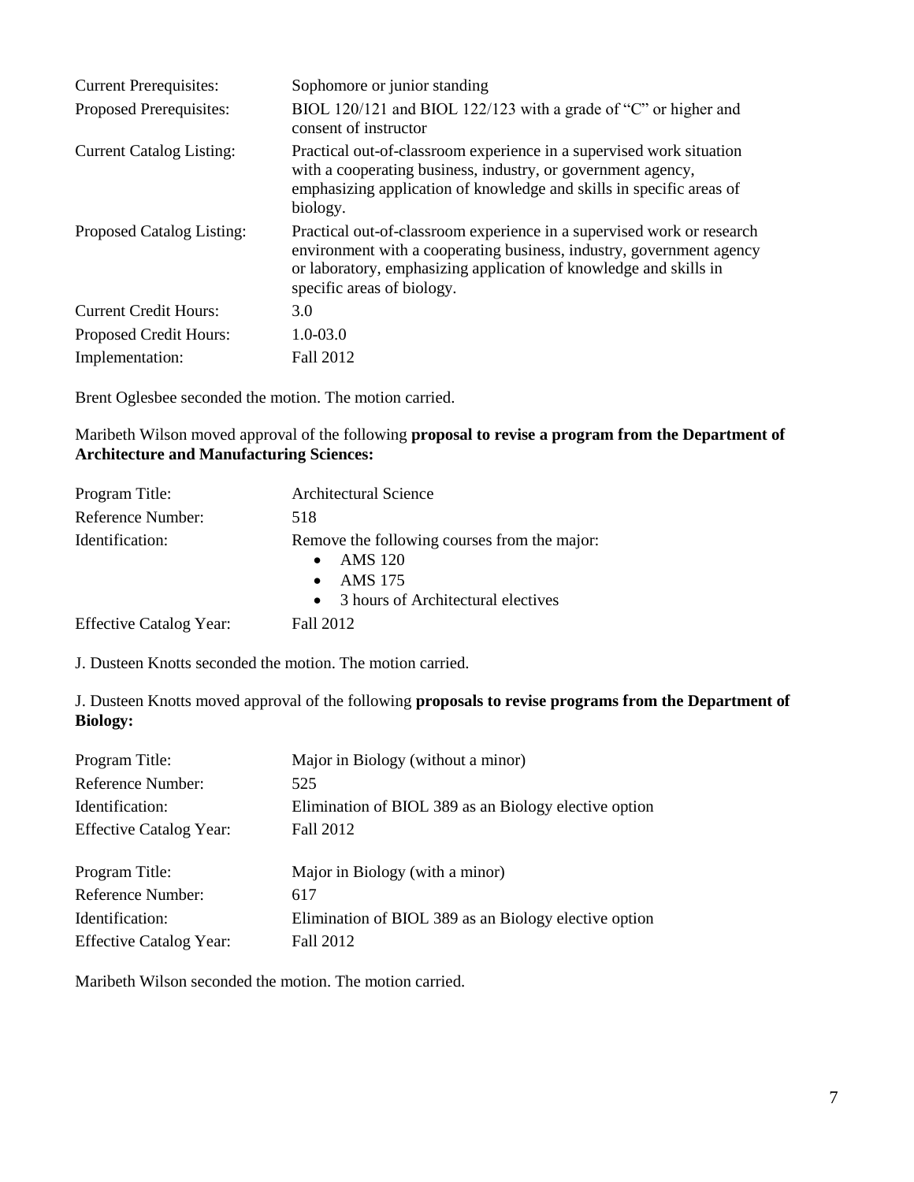| | |
|---|---|
| Current Prerequisites: | Sophomore or junior standing |
| Proposed Prerequisites: | BIOL 120/121 and BIOL 122/123 with a grade of "C" or higher and consent of instructor |
| Current Catalog Listing: | Practical out-of-classroom experience in a supervised work situation with a cooperating business, industry, or government agency, emphasizing application of knowledge and skills in specific areas of biology. |
| Proposed Catalog Listing: | Practical out-of-classroom experience in a supervised work or research environment with a cooperating business, industry, government agency or laboratory, emphasizing application of knowledge and skills in specific areas of biology. |
| Current Credit Hours: | 3.0 |
| Proposed Credit Hours: | 1.0-03.0 |
| Implementation: | Fall 2012 |

Brent Oglesbee seconded the motion. The motion carried.

Maribeth Wilson moved approval of the following **proposal to revise a program from the Department of Architecture and Manufacturing Sciences:**

| | |
|---|---|
| Program Title: | Architectural Science |
| Reference Number: | 518 |
| Identification: | Remove the following courses from the major: • AMS 120 • AMS 175 • 3 hours of Architectural electives |
| Effective Catalog Year: | Fall 2012 |

J. Dusteen Knotts seconded the motion. The motion carried.

J. Dusteen Knotts moved approval of the following **proposals to revise programs from the Department of Biology:**

| | |
|---|---|
| Program Title: | Major in Biology (without a minor) |
| Reference Number: | 525 |
| Identification: | Elimination of BIOL 389 as an Biology elective option |
| Effective Catalog Year: | Fall 2012 |

| | |
|---|---|
| Program Title: | Major in Biology (with a minor) |
| Reference Number: | 617 |
| Identification: | Elimination of BIOL 389 as an Biology elective option |
| Effective Catalog Year: | Fall 2012 |

Maribeth Wilson seconded the motion. The motion carried.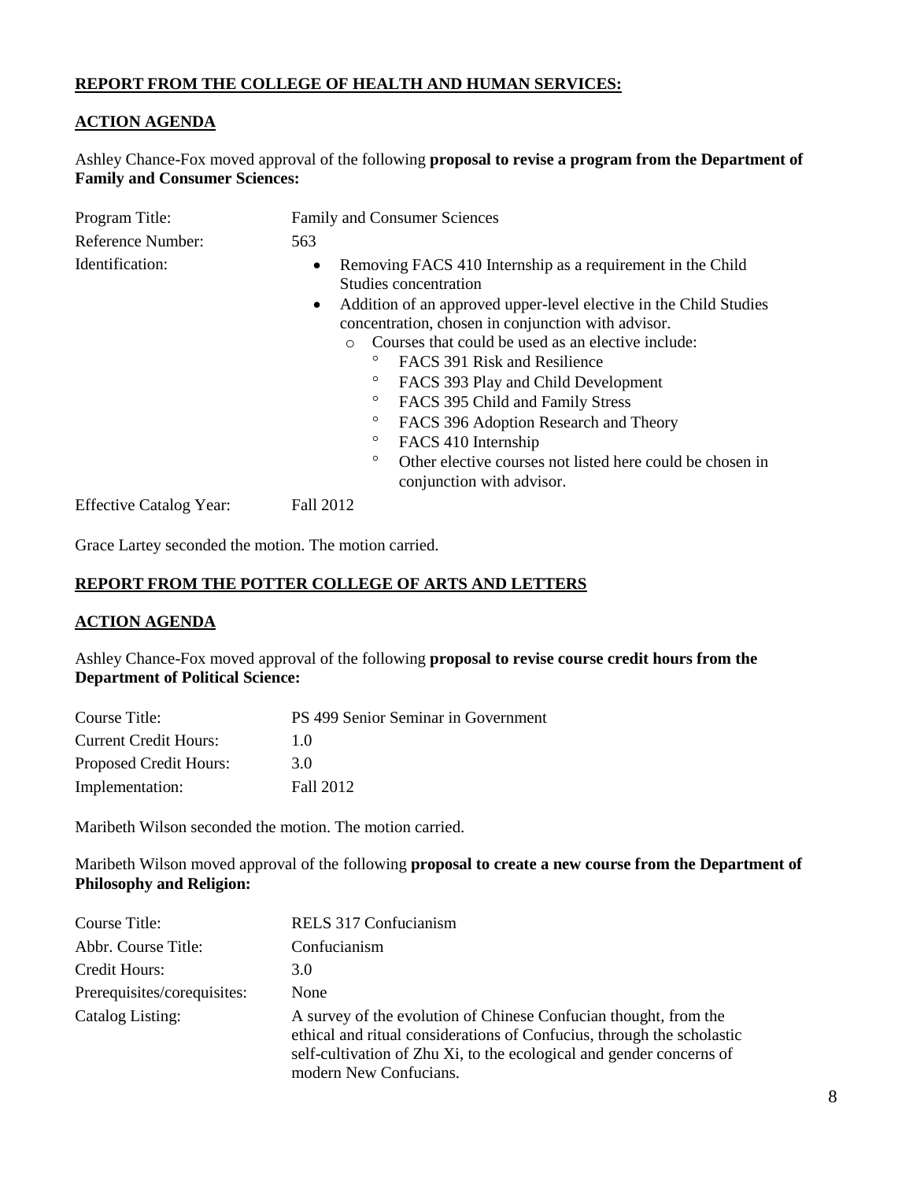**REPORT FROM THE COLLEGE OF HEALTH AND HUMAN SERVICES:**

**ACTION AGENDA**

Ashley Chance-Fox moved approval of the following **proposal to revise a program from the Department of Family and Consumer Sciences:**

| | |
|---|---|
| Program Title: | Family and Consumer Sciences |
| Reference Number: | 563 |
| Identification: | • Removing FACS 410 Internship as a requirement in the Child Studies concentration<br>• Addition of an approved upper-level elective in the Child Studies concentration, chosen in conjunction with advisor.<br>&nbsp;&nbsp;&nbsp;o Courses that could be used as an elective include:<br>&nbsp;&nbsp;&nbsp;&nbsp;&nbsp;&nbsp;° FACS 391 Risk and Resilience<br>&nbsp;&nbsp;&nbsp;&nbsp;&nbsp;&nbsp;° FACS 393 Play and Child Development<br>&nbsp;&nbsp;&nbsp;&nbsp;&nbsp;&nbsp;° FACS 395 Child and Family Stress<br>&nbsp;&nbsp;&nbsp;&nbsp;&nbsp;&nbsp;° FACS 396 Adoption Research and Theory<br>&nbsp;&nbsp;&nbsp;&nbsp;&nbsp;&nbsp;° FACS 410 Internship<br>&nbsp;&nbsp;&nbsp;&nbsp;&nbsp;&nbsp;° Other elective courses not listed here could be chosen in conjunction with advisor. |
| Effective Catalog Year: | Fall 2012 |

Grace Lartey seconded the motion. The motion carried.

**REPORT FROM THE POTTER COLLEGE OF ARTS AND LETTERS**

**ACTION AGENDA**

Ashley Chance-Fox moved approval of the following **proposal to revise course credit hours from the Department of Political Science:**

| | |
|---|---|
| Course Title: | PS 499 Senior Seminar in Government |
| Current Credit Hours: | 1.0 |
| Proposed Credit Hours: | 3.0 |
| Implementation: | Fall 2012 |

Maribeth Wilson seconded the motion. The motion carried.

Maribeth Wilson moved approval of the following **proposal to create a new course from the Department of Philosophy and Religion:**

| | |
|---|---|
| Course Title: | RELS 317 Confucianism |
| Abbr. Course Title: | Confucianism |
| Credit Hours: | 3.0 |
| Prerequisites/corequisites: | None |
| Catalog Listing: | A survey of the evolution of Chinese Confucian thought, from the ethical and ritual considerations of Confucius, through the scholastic self-cultivation of Zhu Xi, to the ecological and gender concerns of modern New Confucians. |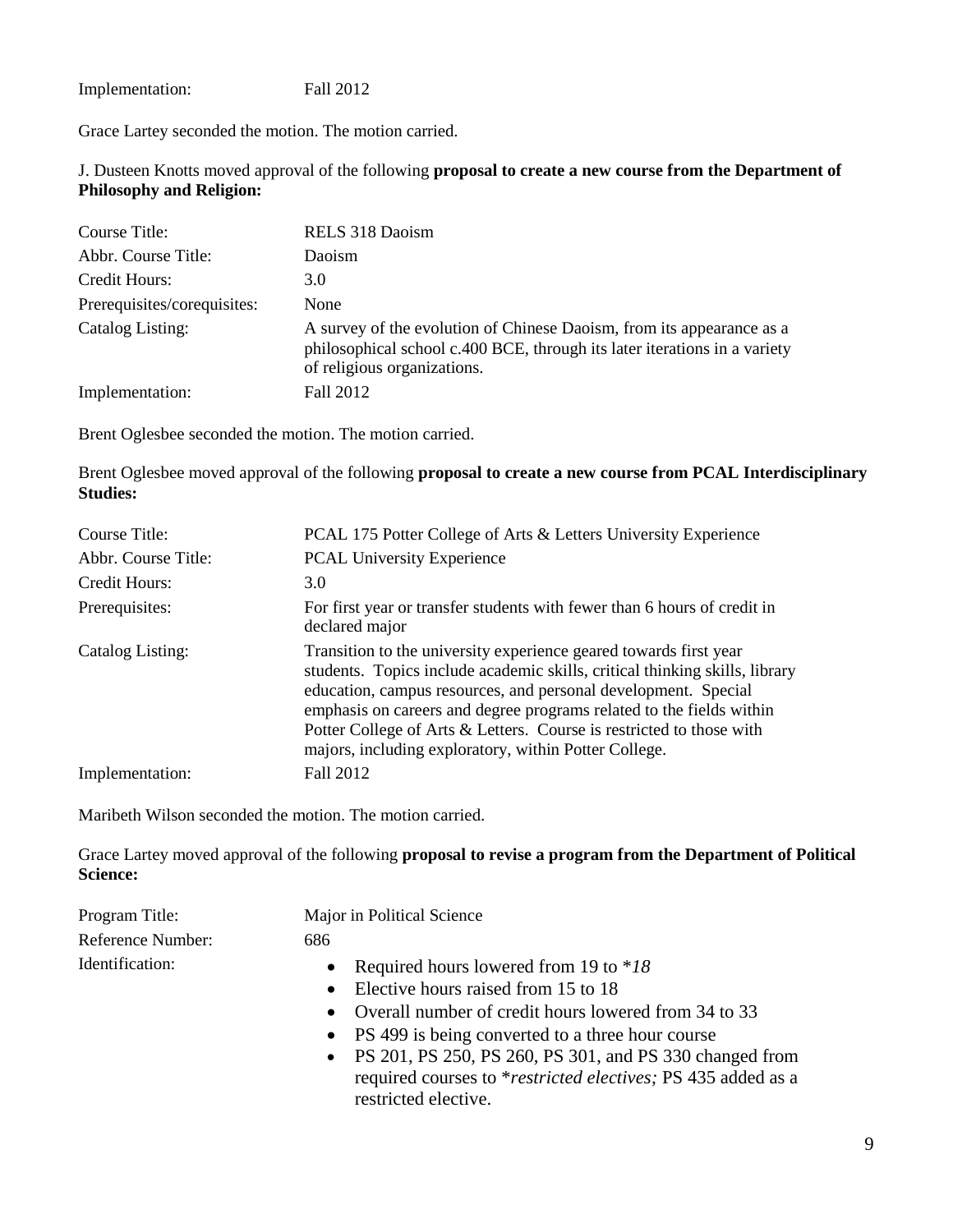| | |
|---|---|
| Implementation: | Fall 2012 |

Grace Lartey seconded the motion. The motion carried.

J. Dusteen Knotts moved approval of the following **proposal to create a new course from the Department of Philosophy and Religion:**

| | |
|---|---|
| Course Title: | RELS 318 Daoism |
| Abbr. Course Title: | Daoism |
| Credit Hours: | 3.0 |
| Prerequisites/corequisites: | None |
| Catalog Listing: | A survey of the evolution of Chinese Daoism, from its appearance as a philosophical school c.400 BCE, through its later iterations in a variety of religious organizations. |
| Implementation: | Fall 2012 |

Brent Oglesbee seconded the motion. The motion carried.

Brent Oglesbee moved approval of the following **proposal to create a new course from PCAL Interdisciplinary Studies:**

| | |
|---|---|
| Course Title: | PCAL 175 Potter College of Arts & Letters University Experience |
| Abbr. Course Title: | PCAL University Experience |
| Credit Hours: | 3.0 |
| Prerequisites: | For first year or transfer students with fewer than 6 hours of credit in declared major |
| Catalog Listing: | Transition to the university experience geared towards first year students. Topics include academic skills, critical thinking skills, library education, campus resources, and personal development. Special emphasis on careers and degree programs related to the fields within Potter College of Arts & Letters. Course is restricted to those with majors, including exploratory, within Potter College. |
| Implementation: | Fall 2012 |

Maribeth Wilson seconded the motion. The motion carried.

Grace Lartey moved approval of the following **proposal to revise a program from the Department of Political Science:**

| | |
|---|---|
| Program Title: | Major in Political Science |
| Reference Number: | 686 |
| Identification: | • Required hours lowered from 19 to **18*<br>• Elective hours raised from 15 to 18<br>• Overall number of credit hours lowered from 34 to 33<br>• PS 499 is being converted to a three hour course<br>• PS 201, PS 250, PS 260, PS 301, and PS 330 changed from required courses to **restricted electives;* PS 435 added as a restricted elective. |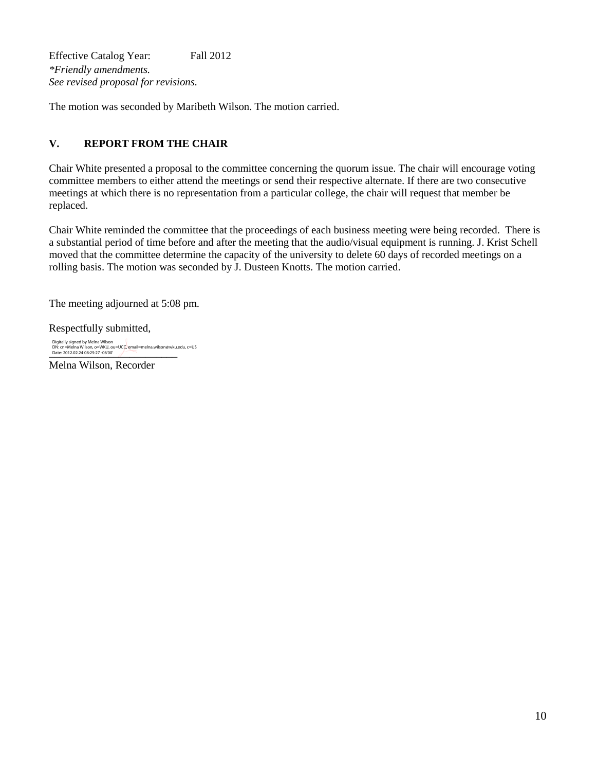Effective Catalog Year: Fall 2012

*\*Friendly amendments.*
*See revised proposal for revisions.*

The motion was seconded by Maribeth Wilson. The motion carried.

## V. REPORT FROM THE CHAIR

Chair White presented a proposal to the committee concerning the quorum issue. The chair will encourage voting committee members to either attend the meetings or send their respective alternate. If there are two consecutive meetings at which there is no representation from a particular college, the chair will request that member be replaced.

Chair White reminded the committee that the proceedings of each business meeting were being recorded. There is a substantial period of time before and after the meeting that the audio/visual equipment is running. J. Krist Schell moved that the committee determine the capacity of the university to delete 60 days of recorded meetings on a rolling basis. The motion was seconded by J. Dusteen Knotts. The motion carried.

The meeting adjourned at 5:08 pm.

Respectfully submitted,

Digitally signed by Melna Wilson
DN: cn=Melna Wilson, o=WKU, ou=UCC, email=melna.wilson@wku.edu, c=US
Date: 2012.02.24 08:25:27 -06'00'

Melna Wilson, Recorder